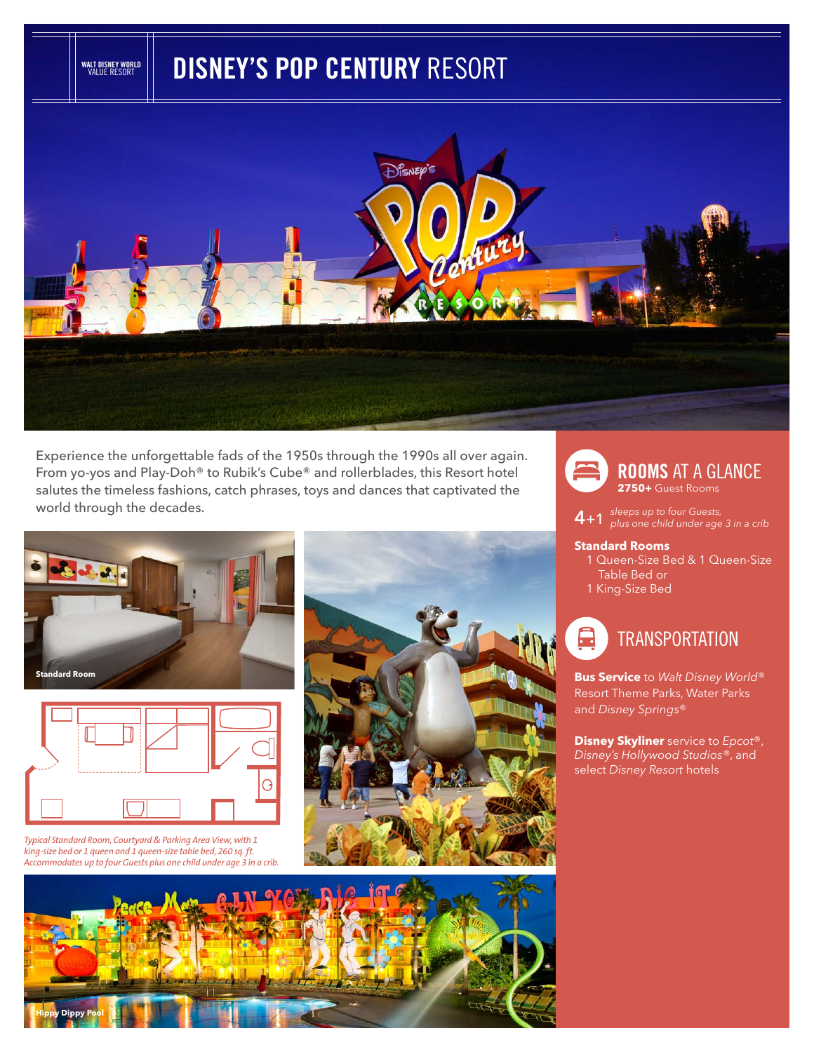WALT DISNEY WORLD
VALUE RESORT

# DISNEY'S POP CENTURY RESORT

Experience the unforgettable fads of the 1950s through the 1990s all over again. From yo-yos and Play-Doh® to Rubik's Cube® and rollerblades, this Resort hotel salutes the timeless fashions, catch phrases, toys and dances that captivated the world through the decades.

Standard Room

*Typical Standard Room, Courtyard & Parking Area View, with 1 king-size bed or 1 queen and 1 queen-size table bed, 260 sq. ft. Accommodates up to four Guests plus one child under age 3 in a crib.*

Hippy Dippy Pool

## ROOMS AT A GLANCE

**2750+** Guest Rooms

**4**+1 *sleeps up to four Guests, plus one child under age 3 in a crib*

**Standard Rooms**

- 1 Queen-Size Bed & 1 Queen-Size Table Bed or
- 1 King-Size Bed

## TRANSPORTATION

**Bus Service** to *Walt Disney World®* Resort Theme Parks, Water Parks and *Disney Springs®*

**Disney Skyliner** service to *Epcot®*, *Disney's Hollywood Studios®*, and select *Disney Resort* hotels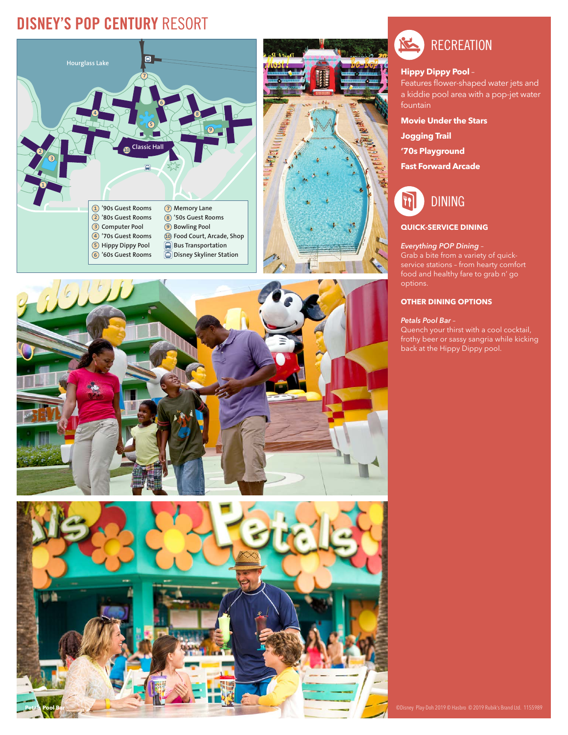# DISNEY'S POP CENTURY RESORT

Hourglass Lake

Classic Hall

1. '90s Guest Rooms
2. '80s Guest Rooms
3. Computer Pool
4. '70s Guest Rooms
5. Hippy Dippy Pool
6. '60s Guest Rooms
7. Memory Lane
8. '50s Guest Rooms
9. Bowling Pool
10. Food Court, Arcade, Shop

Bus Transportation

Disney Skyliner Station

Petals Pool Bar

## RECREATION

**Hippy Dippy Pool** – Features flower-shaped water jets and a kiddie pool area with a pop-jet water fountain

**Movie Under the Stars**

**Jogging Trail**

**'70s Playground**

**Fast Forward Arcade**

## DINING

### QUICK-SERVICE DINING

*Everything POP Dining* –
Grab a bite from a variety of quick-service stations – from hearty comfort food and healthy fare to grab n' go options.

### OTHER DINING OPTIONS

*Petals Pool Bar* –
Quench your thirst with a cool cocktail, frothy beer or sassy sangria while kicking back at the Hippy Dippy pool.

©Disney Play-Doh 2019 © Hasbro © 2019 Rubik's Brand Ltd. 1155989